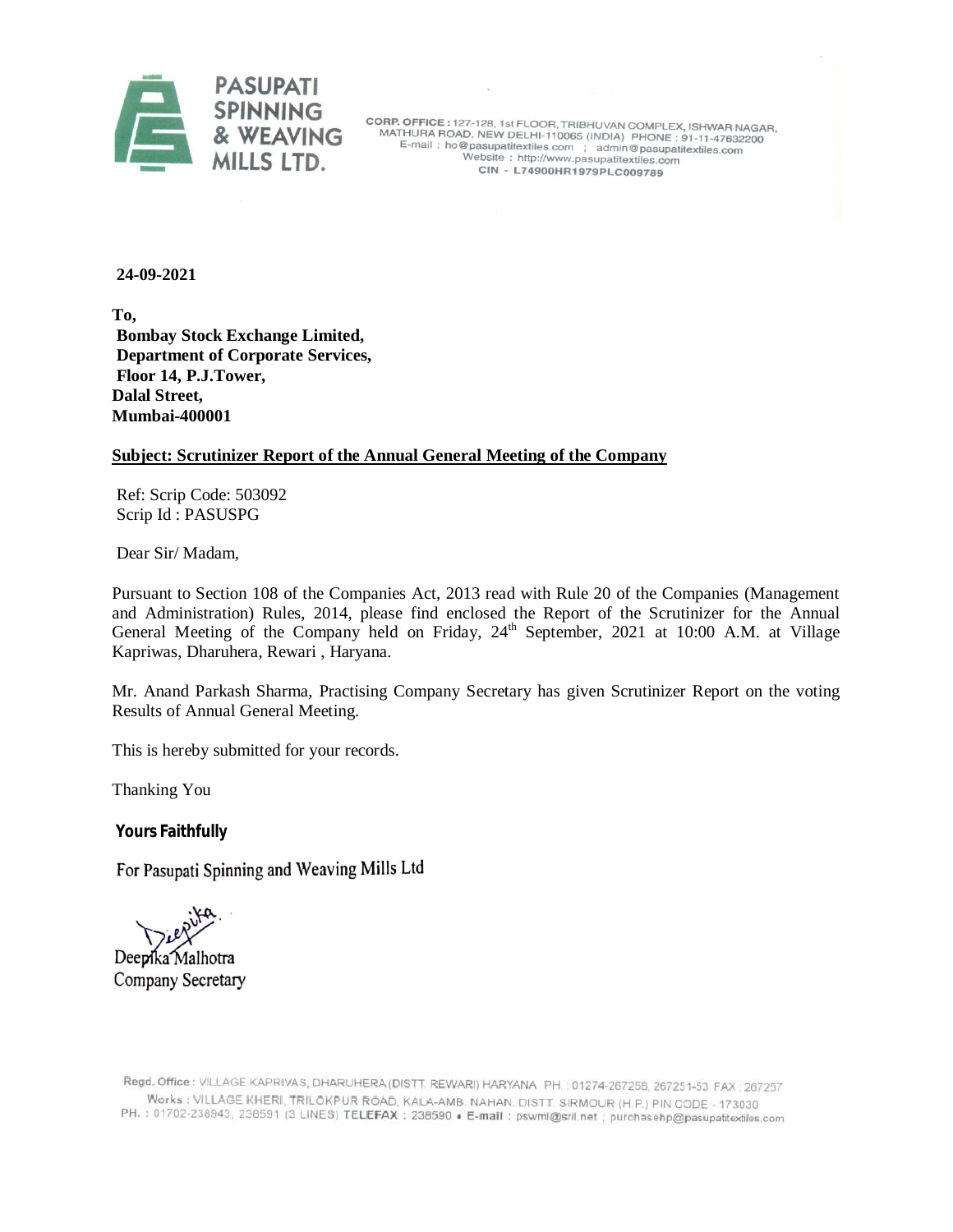**PASUPATI SPINNING & WEAVING MILLS LTD.**

CORP. OFFICE : 127-128, 1st FLOOR, TRIBHUVAN COMPLEX, ISHWAR NAGAR, MATHURA ROAD, NEW DELHI-110065 (INDIA) PHONE : 91-11-47632200
E-mail : ho@pasupatitextiles.com ; admin@pasupatitextiles.com
Website : http://www.pasupatitextiles.com
CIN - L74900HR1979PLC009789

**24-09-2021**

**To,**
**Bombay Stock Exchange Limited,**
**Department of Corporate Services,**
**Floor 14, P.J.Tower,**
**Dalal Street,**
**Mumbai-400001**

**<u>Subject: Scrutinizer Report of the Annual General Meeting of the Company</u>**

Ref: Scrip Code: 503092
Scrip Id : PASUSPG

Dear Sir/ Madam,

Pursuant to Section 108 of the Companies Act, 2013 read with Rule 20 of the Companies (Management and Administration) Rules, 2014, please find enclosed the Report of the Scrutinizer for the Annual General Meeting of the Company held on Friday, 24th September, 2021 at 10:00 A.M. at Village Kapriwas, Dharuhera, Rewari , Haryana.

Mr. Anand Parkash Sharma, Practising Company Secretary has given Scrutinizer Report on the voting Results of Annual General Meeting.

This is hereby submitted for your records.

Thanking You

**Yours Faithfully**

For Pasupati Spinning and Weaving Mills Ltd

Deepika Malhotra
Company Secretary

Regd. Office : VILLAGE KAPRIVAS, DHARUHERA (DISTT. REWARI) HARYANA PH. : 01274-267258, 267251-53 FAX : 267257
Works : VILLAGE KHERI, TRILOKPUR ROAD, KALA-AMB. NAHAN. DISTT. SIRMOUR (H.P.) PIN CODE - 173030
PH. : 01702-238943, 238591 (3 LINES) TELEFAX : 238590 • E-mail : pswml@sril.net ; purchasehp@pasupatitextiles.com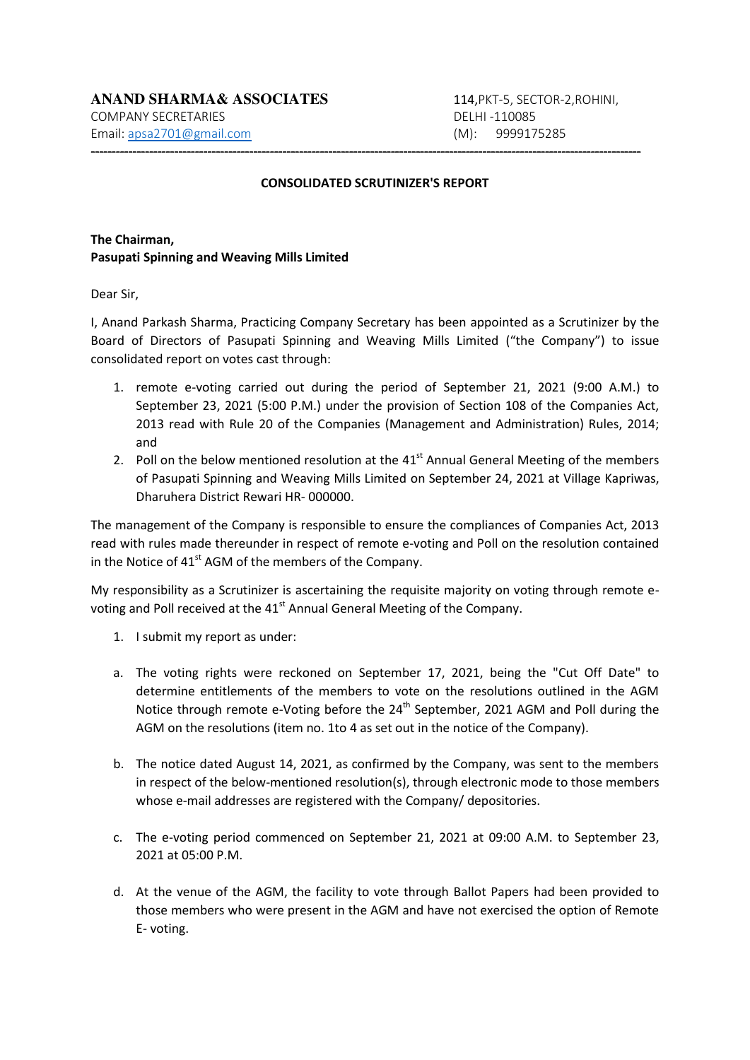**ANAND SHARMA& ASSOCIATES**
COMPANY SECRETARIES
Email: apsa2701@gmail.com

114,PKT-5, SECTOR-2,ROHINI,
DELHI -110085
(M): 9999175285

---

**CONSOLIDATED SCRUTINIZER'S REPORT**

**The Chairman,**
**Pasupati Spinning and Weaving Mills Limited**

Dear Sir,

I, Anand Parkash Sharma, Practicing Company Secretary has been appointed as a Scrutinizer by the Board of Directors of Pasupati Spinning and Weaving Mills Limited ("the Company") to issue consolidated report on votes cast through:

1. remote e-voting carried out during the period of September 21, 2021 (9:00 A.M.) to September 23, 2021 (5:00 P.M.) under the provision of Section 108 of the Companies Act, 2013 read with Rule 20 of the Companies (Management and Administration) Rules, 2014; and
2. Poll on the below mentioned resolution at the 41st Annual General Meeting of the members of Pasupati Spinning and Weaving Mills Limited on September 24, 2021 at Village Kapriwas, Dharuhera District Rewari HR- 000000.

The management of the Company is responsible to ensure the compliances of Companies Act, 2013 read with rules made thereunder in respect of remote e-voting and Poll on the resolution contained in the Notice of 41st AGM of the members of the Company.

My responsibility as a Scrutinizer is ascertaining the requisite majority on voting through remote e-voting and Poll received at the 41st Annual General Meeting of the Company.

1. I submit my report as under:

a. The voting rights were reckoned on September 17, 2021, being the "Cut Off Date" to determine entitlements of the members to vote on the resolutions outlined in the AGM Notice through remote e-Voting before the 24th September, 2021 AGM and Poll during the AGM on the resolutions (item no. 1to 4 as set out in the notice of the Company).

b. The notice dated August 14, 2021, as confirmed by the Company, was sent to the members in respect of the below-mentioned resolution(s), through electronic mode to those members whose e-mail addresses are registered with the Company/ depositories.

c. The e-voting period commenced on September 21, 2021 at 09:00 A.M. to September 23, 2021 at 05:00 P.M.

d. At the venue of the AGM, the facility to vote through Ballot Papers had been provided to those members who were present in the AGM and have not exercised the option of Remote E- voting.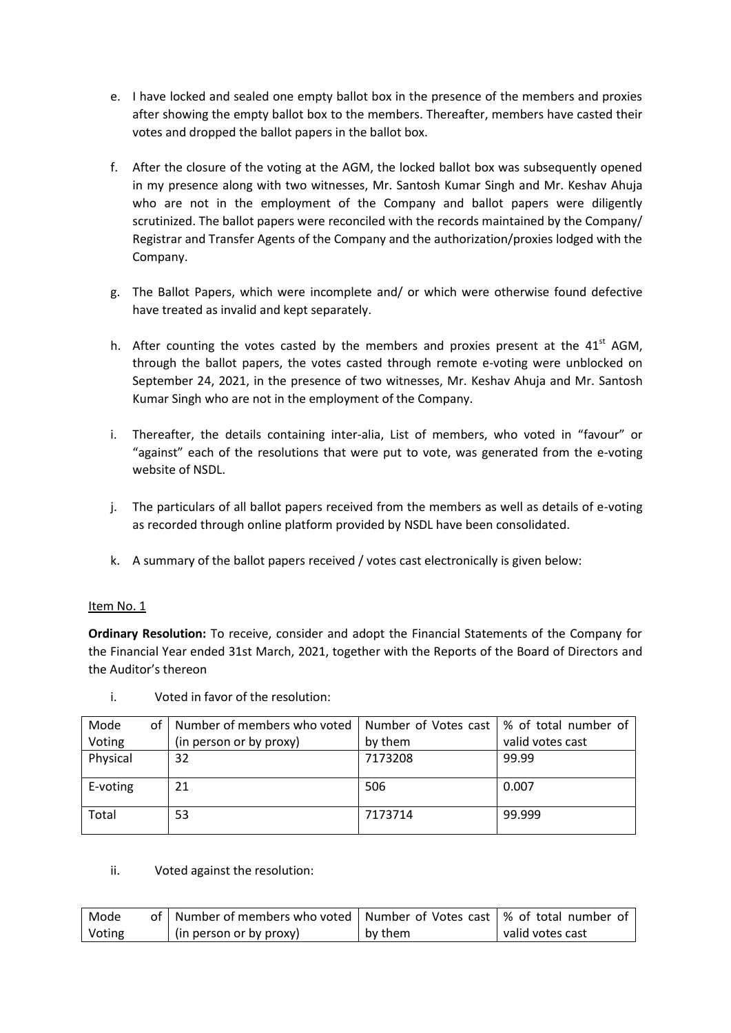e. I have locked and sealed one empty ballot box in the presence of the members and proxies after showing the empty ballot box to the members. Thereafter, members have casted their votes and dropped the ballot papers in the ballot box.

f. After the closure of the voting at the AGM, the locked ballot box was subsequently opened in my presence along with two witnesses, Mr. Santosh Kumar Singh and Mr. Keshav Ahuja who are not in the employment of the Company and ballot papers were diligently scrutinized. The ballot papers were reconciled with the records maintained by the Company/ Registrar and Transfer Agents of the Company and the authorization/proxies lodged with the Company.

g. The Ballot Papers, which were incomplete and/ or which were otherwise found defective have treated as invalid and kept separately.

h. After counting the votes casted by the members and proxies present at the 41st AGM, through the ballot papers, the votes casted through remote e-voting were unblocked on September 24, 2021, in the presence of two witnesses, Mr. Keshav Ahuja and Mr. Santosh Kumar Singh who are not in the employment of the Company.

i. Thereafter, the details containing inter-alia, List of members, who voted in "favour" or "against" each of the resolutions that were put to vote, was generated from the e-voting website of NSDL.

j. The particulars of all ballot papers received from the members as well as details of e-voting as recorded through online platform provided by NSDL have been consolidated.

k. A summary of the ballot papers received / votes cast electronically is given below:

Item No. 1

**Ordinary Resolution:** To receive, consider and adopt the Financial Statements of the Company for the Financial Year ended 31st March, 2021, together with the Reports of the Board of Directors and the Auditor's thereon

i. Voted in favor of the resolution:

| Mode of Voting | Number of members who voted (in person or by proxy) | Number of Votes cast by them | % of total number of valid votes cast |
|---|---|---|---|
| Physical | 32 | 7173208 | 99.99 |
| E-voting | 21 | 506 | 0.007 |
| Total | 53 | 7173714 | 99.999 |

ii. Voted against the resolution:

| Mode of Voting | Number of members who voted (in person or by proxy) | Number of Votes cast by them | % of total number of valid votes cast |
|---|---|---|---|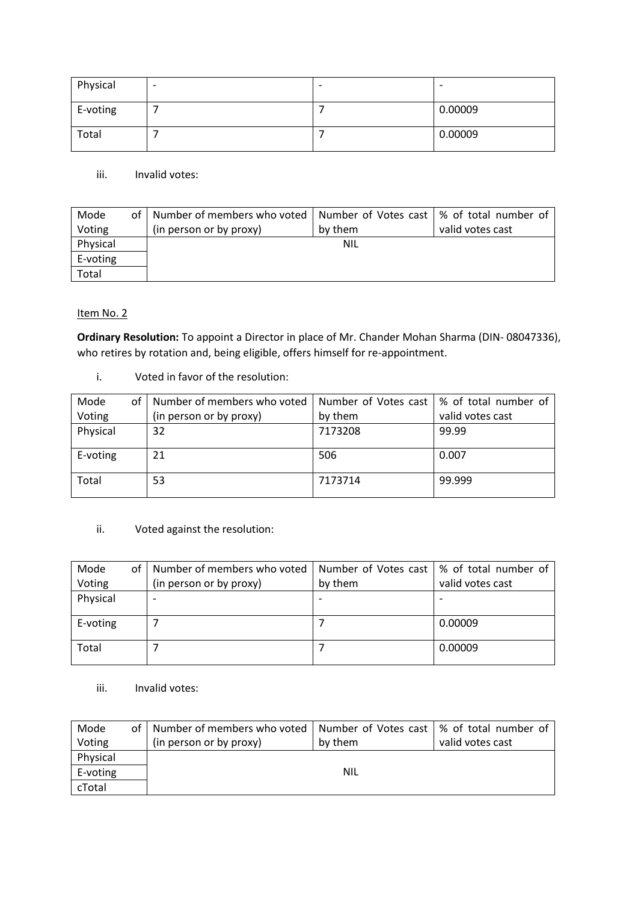| Physical | - | - | - |
|---|---|---|---|
| E-voting | 7 | 7 | 0.00009 |
| Total | 7 | 7 | 0.00009 |

iii. Invalid votes:

| Mode of Voting | Number of members who voted (in person or by proxy) | Number of Votes cast by them | % of total number of valid votes cast |
|---|---|---|---|
| Physical | NIL | | |
| E-voting | | | |
| Total | | | |

Item No. 2

**Ordinary Resolution:** To appoint a Director in place of Mr. Chander Mohan Sharma (DIN- 08047336), who retires by rotation and, being eligible, offers himself for re-appointment.

i. Voted in favor of the resolution:

| Mode of Voting | Number of members who voted (in person or by proxy) | Number of Votes cast by them | % of total number of valid votes cast |
|---|---|---|---|
| Physical | 32 | 7173208 | 99.99 |
| E-voting | 21 | 506 | 0.007 |
| Total | 53 | 7173714 | 99.999 |

ii. Voted against the resolution:

| Mode of Voting | Number of members who voted (in person or by proxy) | Number of Votes cast by them | % of total number of valid votes cast |
|---|---|---|---|
| Physical | - | - | - |
| E-voting | 7 | 7 | 0.00009 |
| Total | 7 | 7 | 0.00009 |

iii. Invalid votes:

| Mode of Voting | Number of members who voted (in person or by proxy) | Number of Votes cast by them | % of total number of valid votes cast |
|---|---|---|---|
| Physical | NIL | | |
| E-voting | | | |
| cTotal | | | |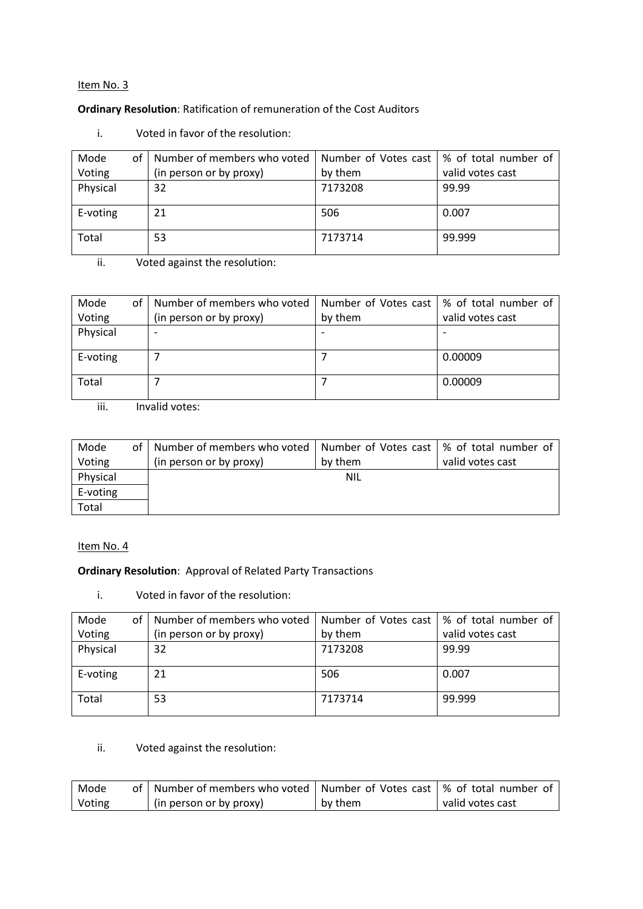Item No. 3

**Ordinary Resolution**: Ratification of remuneration of the Cost Auditors

i. Voted in favor of the resolution:

| Mode of Voting | Number of members who voted (in person or by proxy) | Number of Votes cast by them | % of total number of valid votes cast |
|---|---|---|---|
| Physical | 32 | 7173208 | 99.99 |
| E-voting | 21 | 506 | 0.007 |
| Total | 53 | 7173714 | 99.999 |

ii. Voted against the resolution:

| Mode of Voting | Number of members who voted (in person or by proxy) | Number of Votes cast by them | % of total number of valid votes cast |
|---|---|---|---|
| Physical | - | - | - |
| E-voting | 7 | 7 | 0.00009 |
| Total | 7 | 7 | 0.00009 |

iii. Invalid votes:

| Mode of Voting | Number of members who voted (in person or by proxy) | Number of Votes cast by them | % of total number of valid votes cast |
|---|---|---|---|
| Physical | | NIL | |
| E-voting | | | |
| Total | | | |

Item No. 4

**Ordinary Resolution**: Approval of Related Party Transactions

i. Voted in favor of the resolution:

| Mode of Voting | Number of members who voted (in person or by proxy) | Number of Votes cast by them | % of total number of valid votes cast |
|---|---|---|---|
| Physical | 32 | 7173208 | 99.99 |
| E-voting | 21 | 506 | 0.007 |
| Total | 53 | 7173714 | 99.999 |

ii. Voted against the resolution:

| Mode of Voting | Number of members who voted (in person or by proxy) | Number of Votes cast by them | % of total number of valid votes cast |
|---|---|---|---|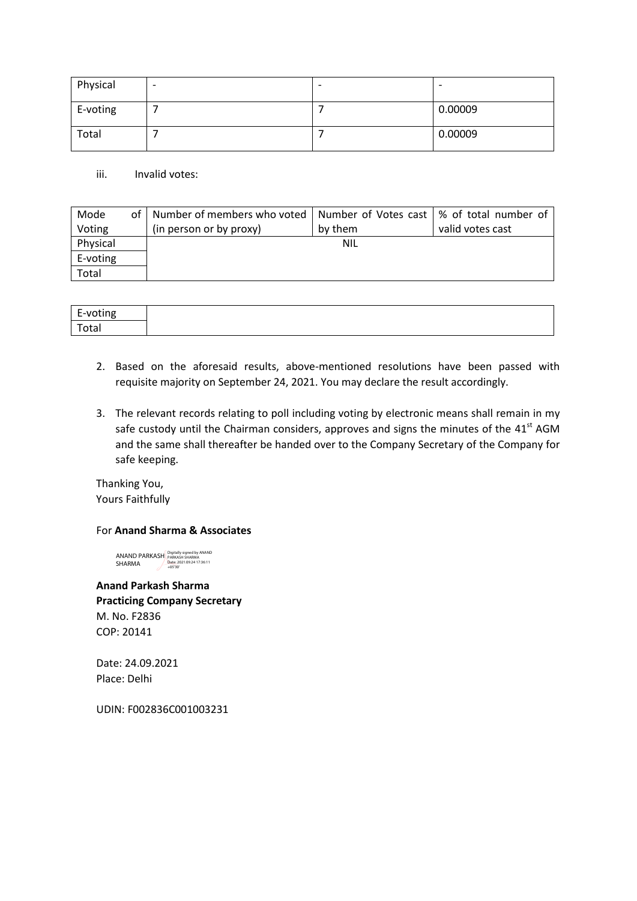| | | | |
|---|---|---|---|
| Physical | - | - | - |
| E-voting | 7 | 7 | 0.00009 |
| Total | 7 | 7 | 0.00009 |

iii. Invalid votes:

| Mode of Voting | Number of members who voted (in person or by proxy) | Number of Votes cast by them | % of total number of valid votes cast |
|---|---|---|---|
| Physical | NIL | | |
| E-voting | | | |
| Total | | | |

| | |
|---|---|
| E-voting | |
| Total | |

2. Based on the aforesaid results, above-mentioned resolutions have been passed with requisite majority on September 24, 2021. You may declare the result accordingly.

3. The relevant records relating to poll including voting by electronic means shall remain in my safe custody until the Chairman considers, approves and signs the minutes of the 41st AGM and the same shall thereafter be handed over to the Company Secretary of the Company for safe keeping.

Thanking You,
Yours Faithfully

For **Anand Sharma & Associates**

ANAND PARKASH SHARMA
Digitally signed by ANAND PARKASH SHARMA
Date: 2021.09.24 17:36:11 +05'30'

**Anand Parkash Sharma**
**Practicing Company Secretary**
M. No. F2836
COP: 20141

Date: 24.09.2021
Place: Delhi

UDIN: F002836C001003231